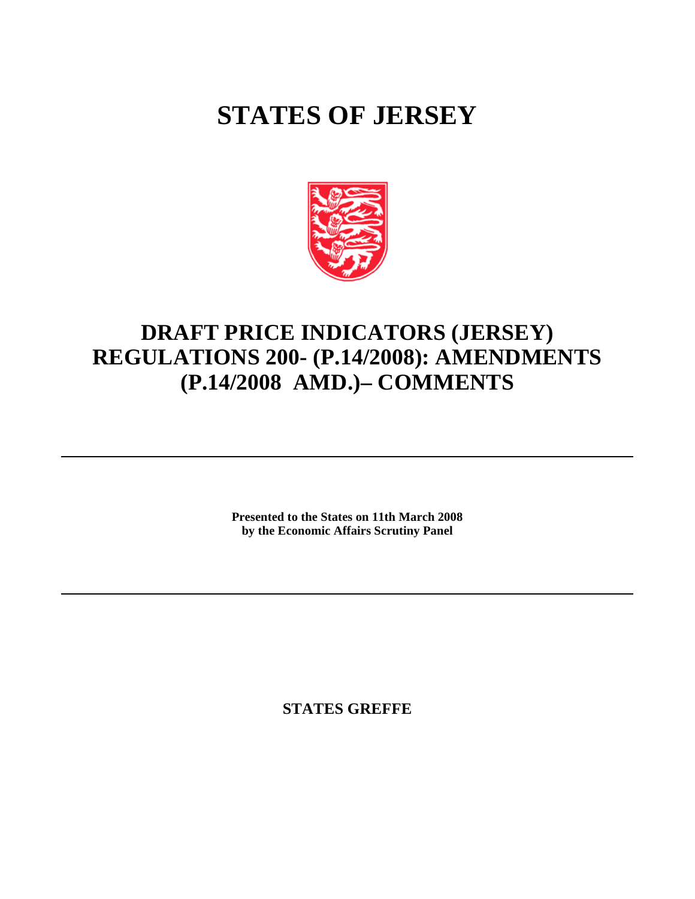# STATES OF JERSEY

## DRAFT PRICE INDICATORS (JERSEY) REGULATIONS 200- (P.14/2008): AMENDMENTS (P.14/2008 AMD.)– COMMENTS

---

**Presented to the States on 11th March 2008**
**by the Economic Affairs Scrutiny Panel**

---

**STATES GREFFE**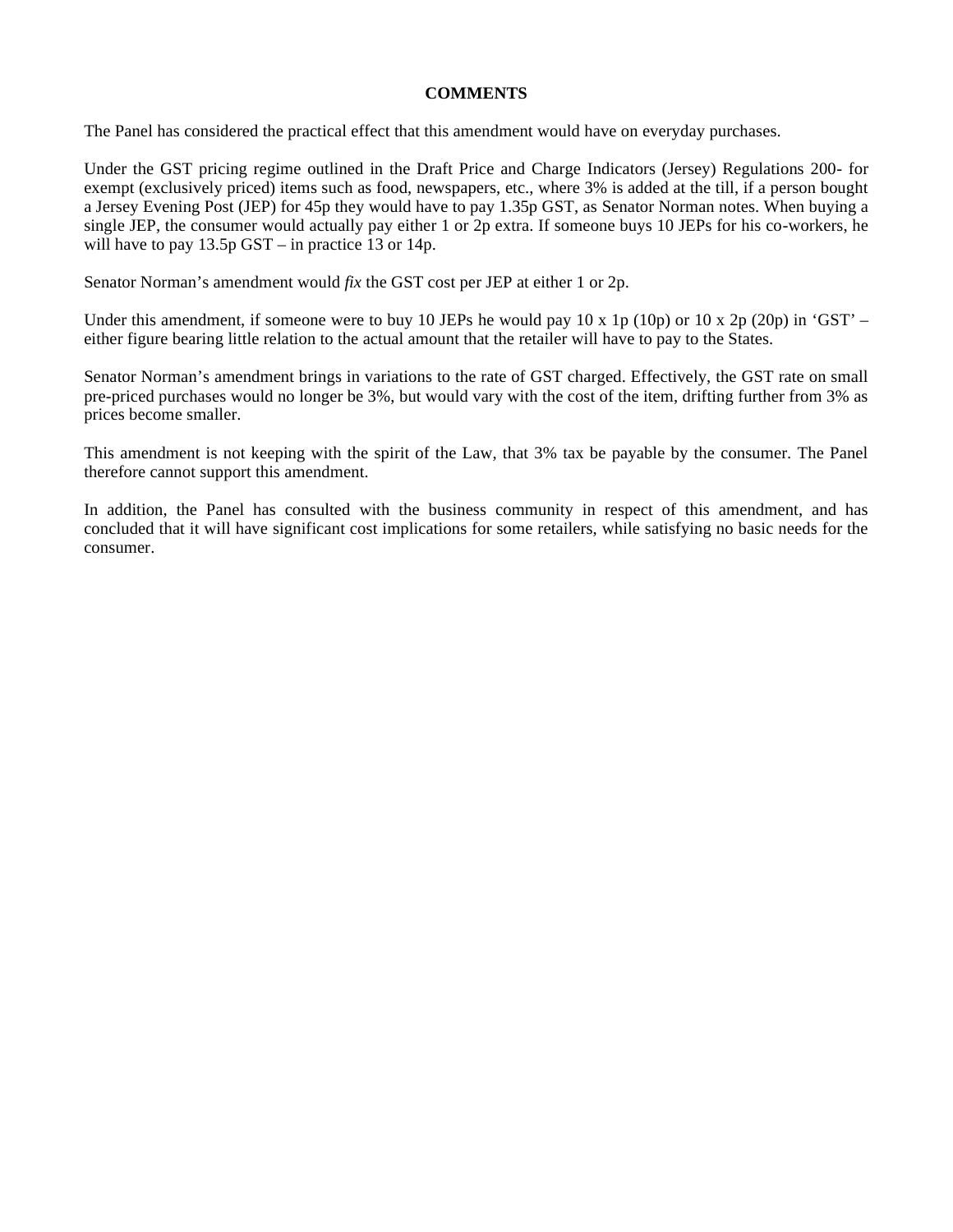**COMMENTS**

The Panel has considered the practical effect that this amendment would have on everyday purchases.

Under the GST pricing regime outlined in the Draft Price and Charge Indicators (Jersey) Regulations 200- for exempt (exclusively priced) items such as food, newspapers, etc., where 3% is added at the till, if a person bought a Jersey Evening Post (JEP) for 45p they would have to pay 1.35p GST, as Senator Norman notes. When buying a single JEP, the consumer would actually pay either 1 or 2p extra. If someone buys 10 JEPs for his co-workers, he will have to pay 13.5p GST – in practice 13 or 14p.

Senator Norman's amendment would *fix* the GST cost per JEP at either 1 or 2p.

Under this amendment, if someone were to buy 10 JEPs he would pay 10 x 1p (10p) or 10 x 2p (20p) in 'GST' – either figure bearing little relation to the actual amount that the retailer will have to pay to the States.

Senator Norman's amendment brings in variations to the rate of GST charged. Effectively, the GST rate on small pre-priced purchases would no longer be 3%, but would vary with the cost of the item, drifting further from 3% as prices become smaller.

This amendment is not keeping with the spirit of the Law, that 3% tax be payable by the consumer. The Panel therefore cannot support this amendment.

In addition, the Panel has consulted with the business community in respect of this amendment, and has concluded that it will have significant cost implications for some retailers, while satisfying no basic needs for the consumer.